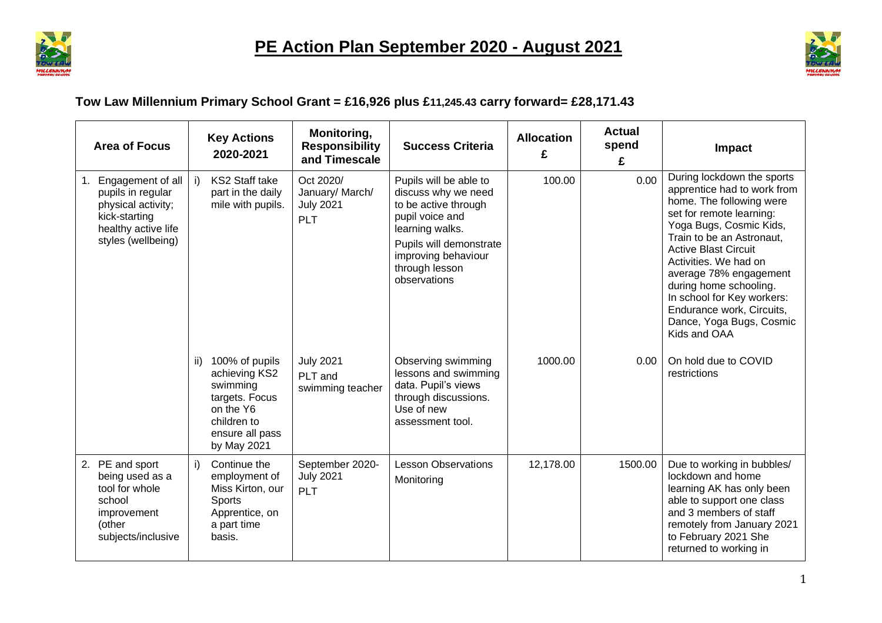# PE Action Plan September 2020 - August 2021

## Tow Law Millennium Primary School Grant = £16,926 plus £11,245.43 carry forward= £28,171.43

| Area of Focus | Key Actions 2020-2021 | Monitoring, Responsibility and Timescale | Success Criteria | Allocation £ | Actual spend £ | Impact |
|---|---|---|---|---|---|---|
| 1. Engagement of all pupils in regular physical activity; kick-starting healthy active life styles (wellbeing) | i) KS2 Staff take part in the daily mile with pupils. | Oct 2020/ January/ March/ July 2021 PLT | Pupils will be able to discuss why we need to be active through pupil voice and learning walks. Pupils will demonstrate improving behaviour through lesson observations | 100.00 | 0.00 | During lockdown the sports apprentice had to work from home. The following were set for remote learning: Yoga Bugs, Cosmic Kids, Train to be an Astronaut, Active Blast Circuit Activities. We had on average 78% engagement during home schooling. In school for Key workers: Endurance work, Circuits, Dance, Yoga Bugs, Cosmic Kids and OAA |
| | ii) 100% of pupils achieving KS2 swimming targets. Focus on the Y6 children to ensure all pass by May 2021 | July 2021 PLT and swimming teacher | Observing swimming lessons and swimming data. Pupil's views through discussions. Use of new assessment tool. | 1000.00 | 0.00 | On hold due to COVID restrictions |
| 2. PE and sport being used as a tool for whole school improvement (other subjects/inclusive | i) Continue the employment of Miss Kirton, our Sports Apprentice, on a part time basis. | September 2020- July 2021 PLT | Lesson Observations Monitoring | 12,178.00 | 1500.00 | Due to working in bubbles/ lockdown and home learning AK has only been able to support one class and 3 members of staff remotely from January 2021 to February 2021 She returned to working in |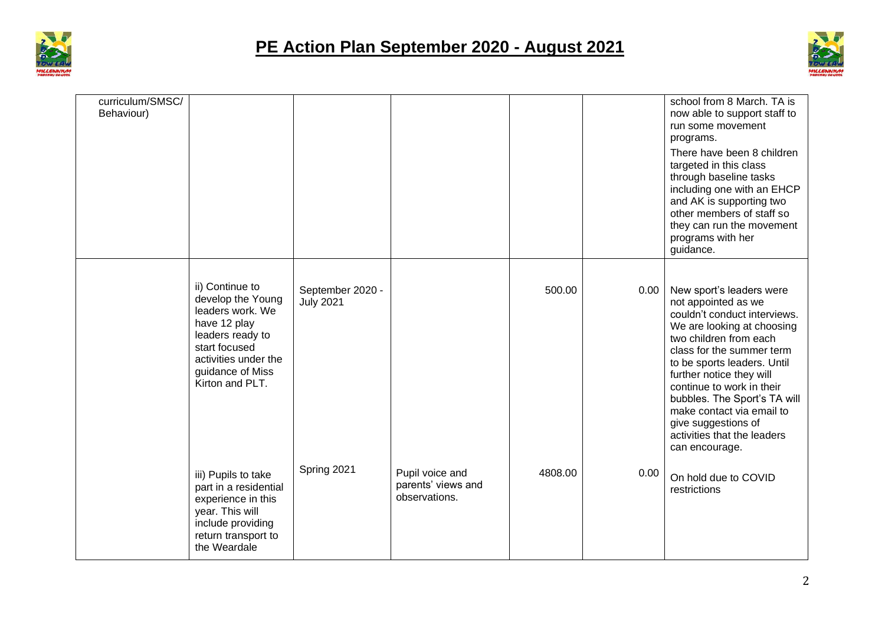# PE Action Plan September 2020 - August 2021

| | | | | | | |
|---|---|---|---|---|---|---|
| curriculum/SMSC/ Behaviour) | | | | | | school from 8 March. TA is now able to support staff to run some movement programs.<br><br>There have been 8 children targeted in this class through baseline tasks including one with an EHCP and AK is supporting two other members of staff so they can run the movement programs with her guidance. |
| | ii) Continue to develop the Young leaders work. We have 12 play leaders ready to start focused activities under the guidance of Miss Kirton and PLT. | September 2020 - July 2021 | | 500.00 | 0.00 | New sport's leaders were not appointed as we couldn't conduct interviews. We are looking at choosing two children from each class for the summer term to be sports leaders. Until further notice they will continue to work in their bubbles. The Sport's TA will make contact via email to give suggestions of activities that the leaders can encourage. |
| | iii) Pupils to take part in a residential experience in this year. This will include providing return transport to the Weardale | Spring 2021 | Pupil voice and parents' views and observations. | 4808.00 | 0.00 | On hold due to COVID restrictions |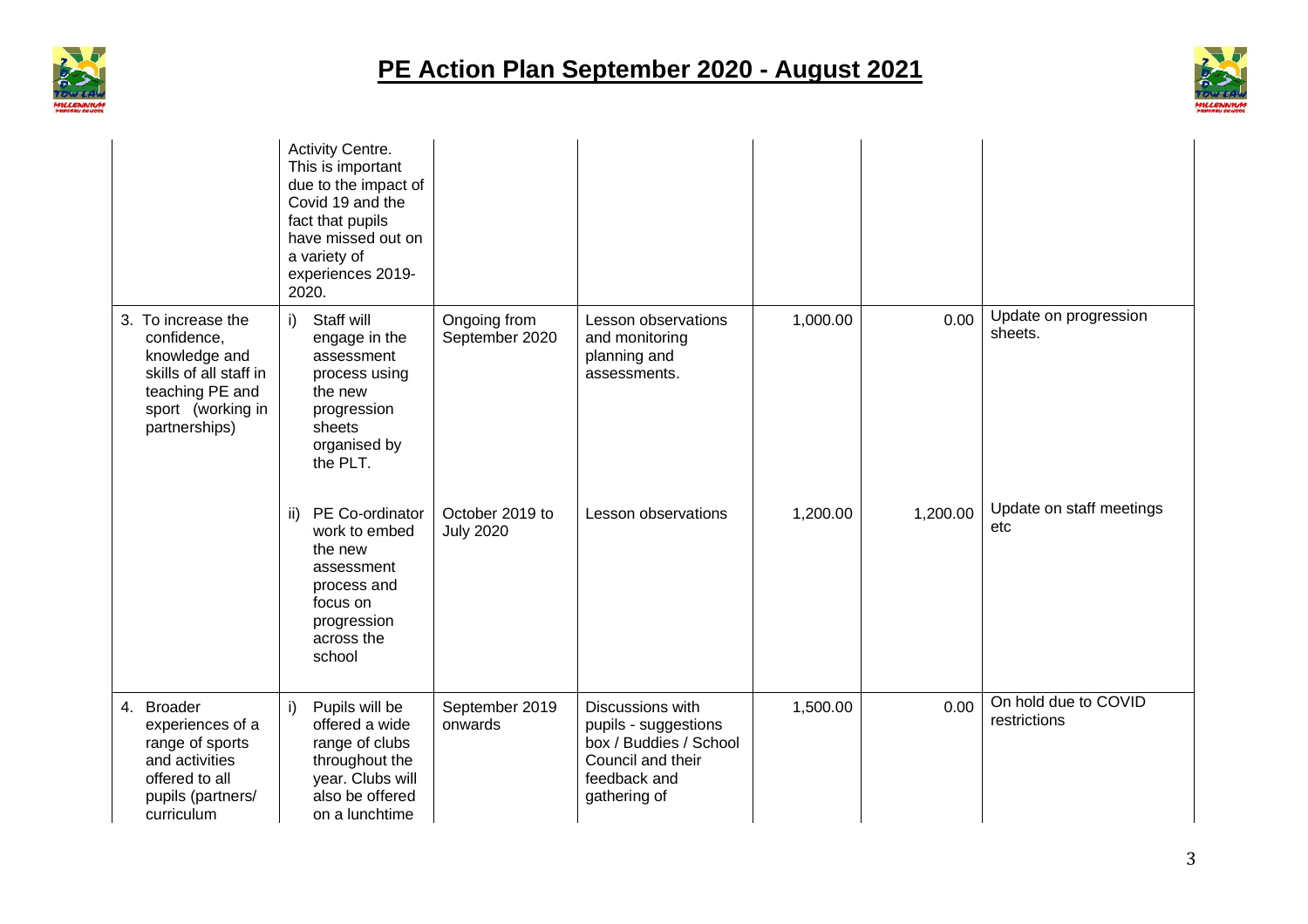# PE Action Plan September 2020 - August 2021

| | | | | | | |
|---|---|---|---|---|---|---|
| | Activity Centre. This is important due to the impact of Covid 19 and the fact that pupils have missed out on a variety of experiences 2019-2020. | | | | | |
| 3. To increase the confidence, knowledge and skills of all staff in teaching PE and sport (working in partnerships) | i) Staff will engage in the assessment process using the new progression sheets organised by the PLT. | Ongoing from September 2020 | Lesson observations and monitoring planning and assessments. | 1,000.00 | 0.00 | Update on progression sheets. |
| | ii) PE Co-ordinator work to embed the new assessment process and focus on progression across the school | October 2019 to July 2020 | Lesson observations | 1,200.00 | 1,200.00 | Update on staff meetings etc |
| 4. Broader experiences of a range of sports and activities offered to all pupils (partners/ curriculum | i) Pupils will be offered a wide range of clubs throughout the year. Clubs will also be offered on a lunchtime | September 2019 onwards | Discussions with pupils - suggestions box / Buddies / School Council and their feedback and gathering of | 1,500.00 | 0.00 | On hold due to COVID restrictions |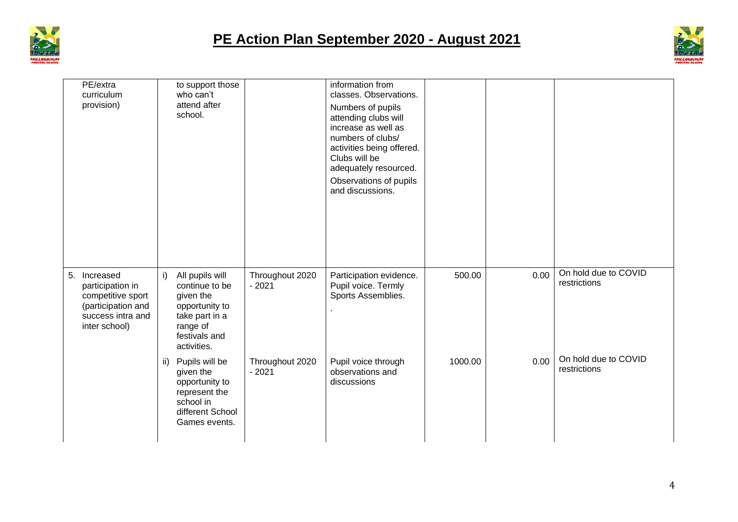# PE Action Plan September 2020 - August 2021

| | | | | | | |
|---|---|---|---|---|---|---|
| PE/extra curriculum provision) | to support those who can't attend after school. | | information from classes. Observations.<br>Numbers of pupils attending clubs will increase as well as numbers of clubs/ activities being offered. Clubs will be adequately resourced.<br>Observations of pupils and discussions. | | | |
| 5. Increased participation in competitive sport (participation and success intra and inter school) | i) All pupils will continue to be given the opportunity to take part in a range of festivals and activities. | Throughout 2020 - 2021 | Participation evidence. Pupil voice. Termly Sports Assemblies.<br>. | 500.00 | 0.00 | On hold due to COVID restrictions |
| | ii) Pupils will be given the opportunity to represent the school in different School Games events. | Throughout 2020 - 2021 | Pupil voice through observations and discussions | 1000.00 | 0.00 | On hold due to COVID restrictions |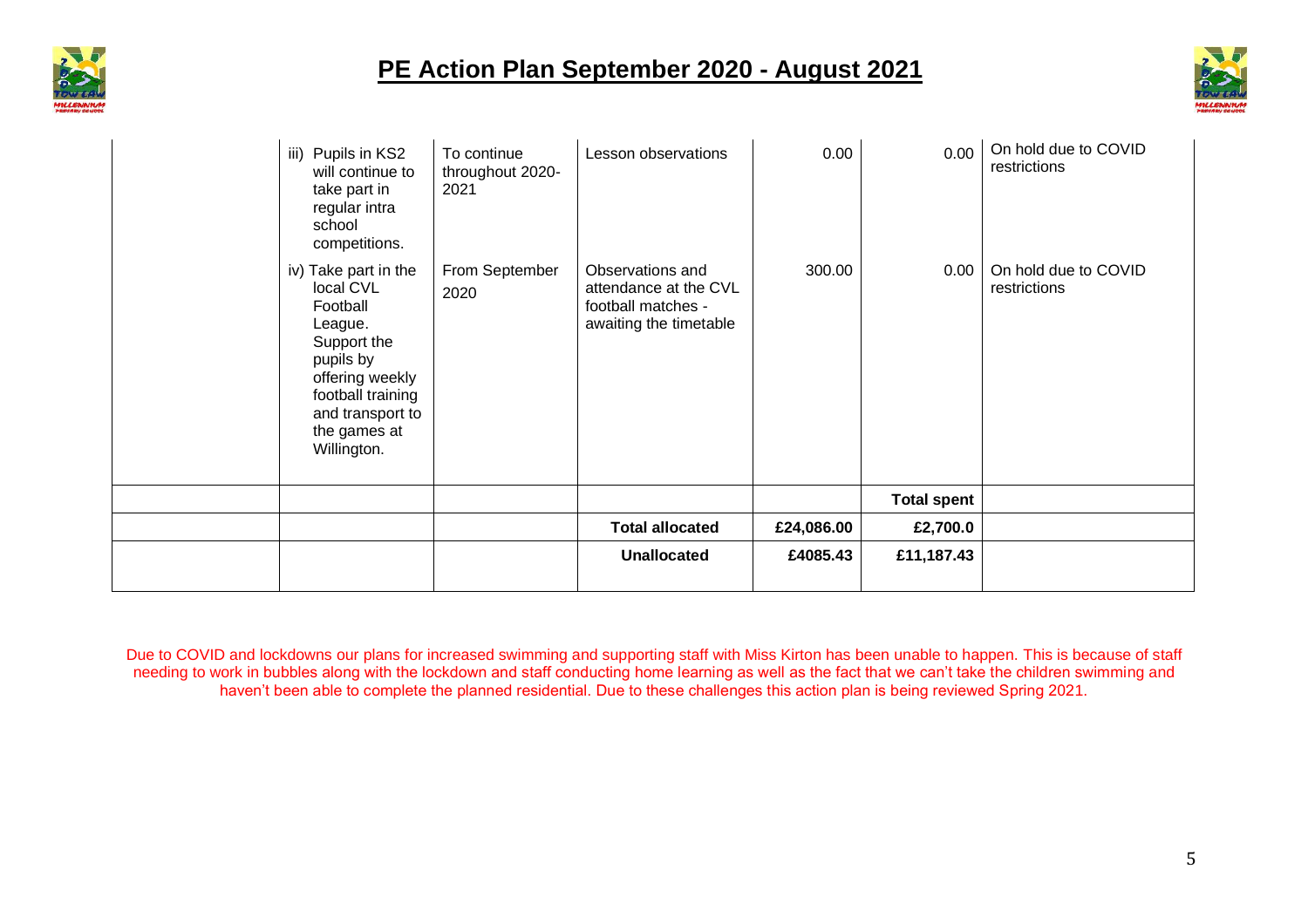# PE Action Plan September 2020 - August 2021

| | | | | | | |
|---|---|---|---|---|---|---|
| | iii) Pupils in KS2 will continue to take part in regular intra school competitions. | To continue throughout 2020-2021 | Lesson observations | 0.00 | 0.00 | On hold due to COVID restrictions |
| | iv) Take part in the local CVL Football League. Support the pupils by offering weekly football training and transport to the games at Willington. | From September 2020 | Observations and attendance at the CVL football matches - awaiting the timetable | 300.00 | 0.00 | On hold due to COVID restrictions |
| | | | | | **Total spent** | |
| | | | **Total allocated** | **£24,086.00** | **£2,700.0** | |
| | | | **Unallocated** | **£4085.43** | **£11,187.43** | |

Due to COVID and lockdowns our plans for increased swimming and supporting staff with Miss Kirton has been unable to happen. This is because of staff needing to work in bubbles along with the lockdown and staff conducting home learning as well as the fact that we can't take the children swimming and haven't been able to complete the planned residential. Due to these challenges this action plan is being reviewed Spring 2021.